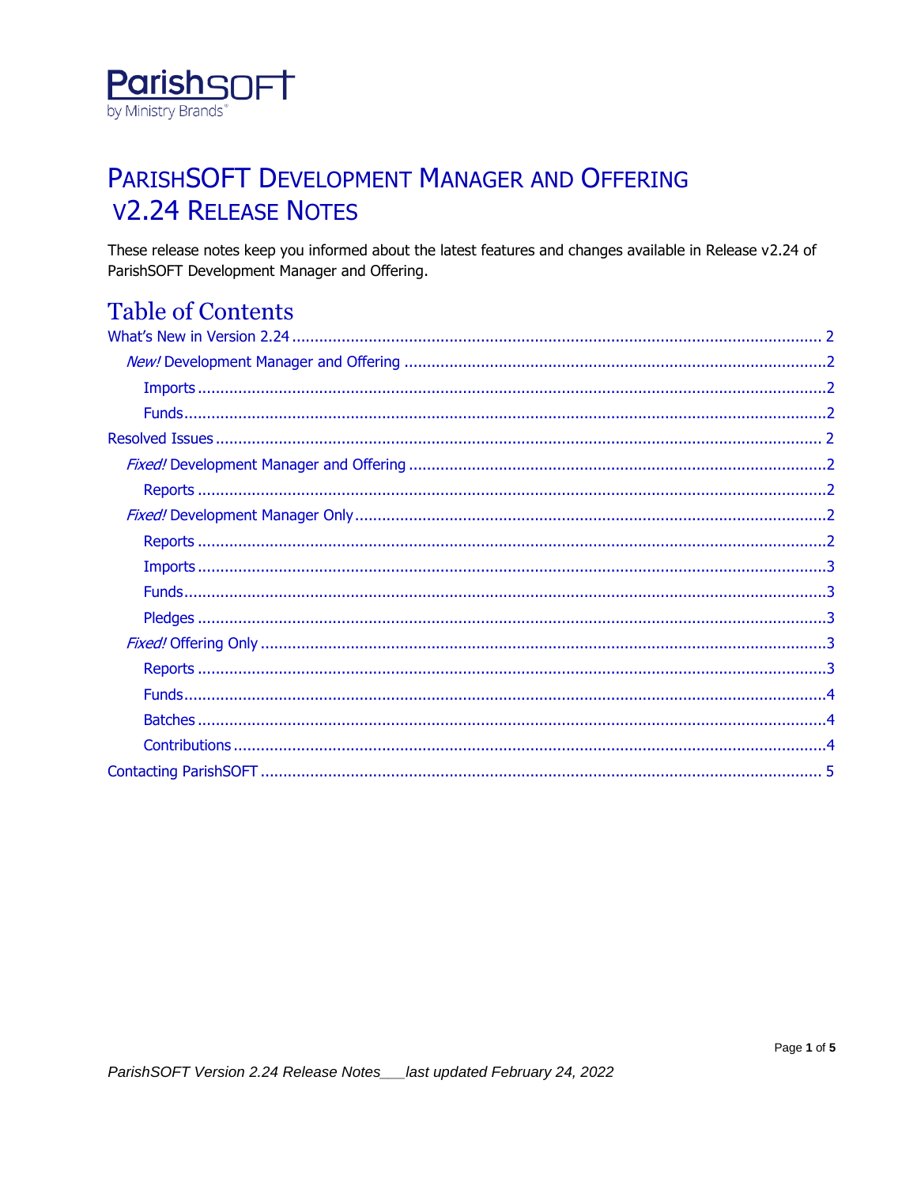ParishSOFT
by Ministry Brands®

# ParishSOFT Development Manager and Offering v2.24 Release Notes

These release notes keep you informed about the latest features and changes available in Release v2.24 of ParishSOFT Development Manager and Offering.

## Table of Contents

- What's New in Version 2.24 .......... 2
  - *New!* Development Manager and Offering .......... 2
    - Imports .......... 2
    - Funds .......... 2
- Resolved Issues .......... 2
  - *Fixed!* Development Manager and Offering .......... 2
    - Reports .......... 2
  - *Fixed!* Development Manager Only .......... 2
    - Reports .......... 2
    - Imports .......... 3
    - Funds .......... 3
    - Pledges .......... 3
  - *Fixed!* Offering Only .......... 3
    - Reports .......... 3
    - Funds .......... 4
    - Batches .......... 4
    - Contributions .......... 4
- Contacting ParishSOFT .......... 5

*ParishSOFT Version 2.24 Release Notes___last updated February 24, 2022*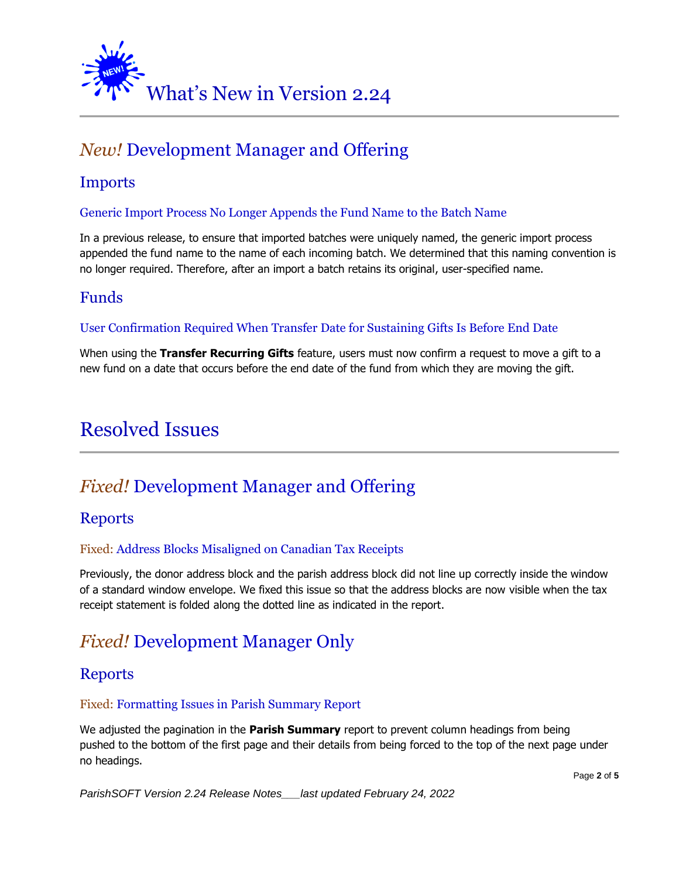# What's New in Version 2.24

## *New!* Development Manager and Offering

### Imports

#### Generic Import Process No Longer Appends the Fund Name to the Batch Name

In a previous release, to ensure that imported batches were uniquely named, the generic import process appended the fund name to the name of each incoming batch. We determined that this naming convention is no longer required. Therefore, after an import a batch retains its original, user-specified name.

### Funds

#### User Confirmation Required When Transfer Date for Sustaining Gifts Is Before End Date

When using the **Transfer Recurring Gifts** feature, users must now confirm a request to move a gift to a new fund on a date that occurs before the end date of the fund from which they are moving the gift.

# Resolved Issues

## *Fixed!* Development Manager and Offering

### Reports

#### Fixed: Address Blocks Misaligned on Canadian Tax Receipts

Previously, the donor address block and the parish address block did not line up correctly inside the window of a standard window envelope. We fixed this issue so that the address blocks are now visible when the tax receipt statement is folded along the dotted line as indicated in the report.

## *Fixed!* Development Manager Only

### Reports

#### Fixed: Formatting Issues in Parish Summary Report

We adjusted the pagination in the **Parish Summary** report to prevent column headings from being pushed to the bottom of the first page and their details from being forced to the top of the next page under no headings.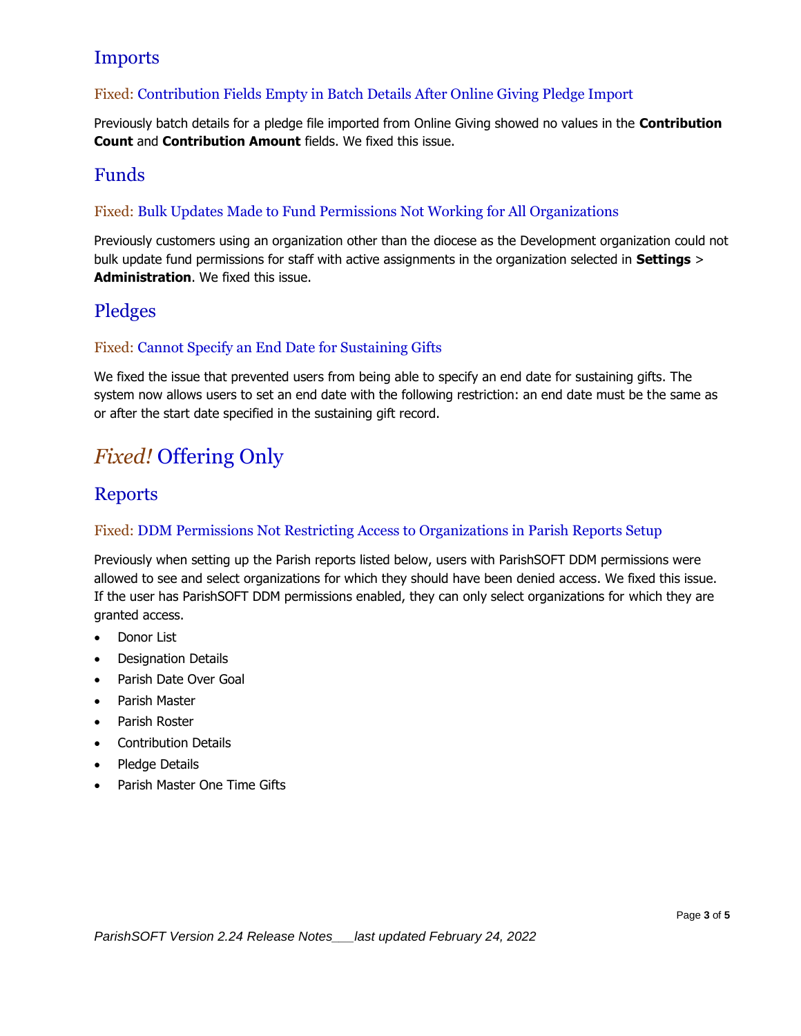## Imports

### Fixed: Contribution Fields Empty in Batch Details After Online Giving Pledge Import

Previously batch details for a pledge file imported from Online Giving showed no values in the **Contribution Count** and **Contribution Amount** fields. We fixed this issue.

## Funds

### Fixed: Bulk Updates Made to Fund Permissions Not Working for All Organizations

Previously customers using an organization other than the diocese as the Development organization could not bulk update fund permissions for staff with active assignments in the organization selected in **Settings** > **Administration**. We fixed this issue.

## Pledges

### Fixed: Cannot Specify an End Date for Sustaining Gifts

We fixed the issue that prevented users from being able to specify an end date for sustaining gifts. The system now allows users to set an end date with the following restriction: an end date must be the same as or after the start date specified in the sustaining gift record.

# *Fixed!* Offering Only

## Reports

### Fixed: DDM Permissions Not Restricting Access to Organizations in Parish Reports Setup

Previously when setting up the Parish reports listed below, users with ParishSOFT DDM permissions were allowed to see and select organizations for which they should have been denied access. We fixed this issue. If the user has ParishSOFT DDM permissions enabled, they can only select organizations for which they are granted access.

- Donor List
- Designation Details
- Parish Date Over Goal
- Parish Master
- Parish Roster
- Contribution Details
- Pledge Details
- Parish Master One Time Gifts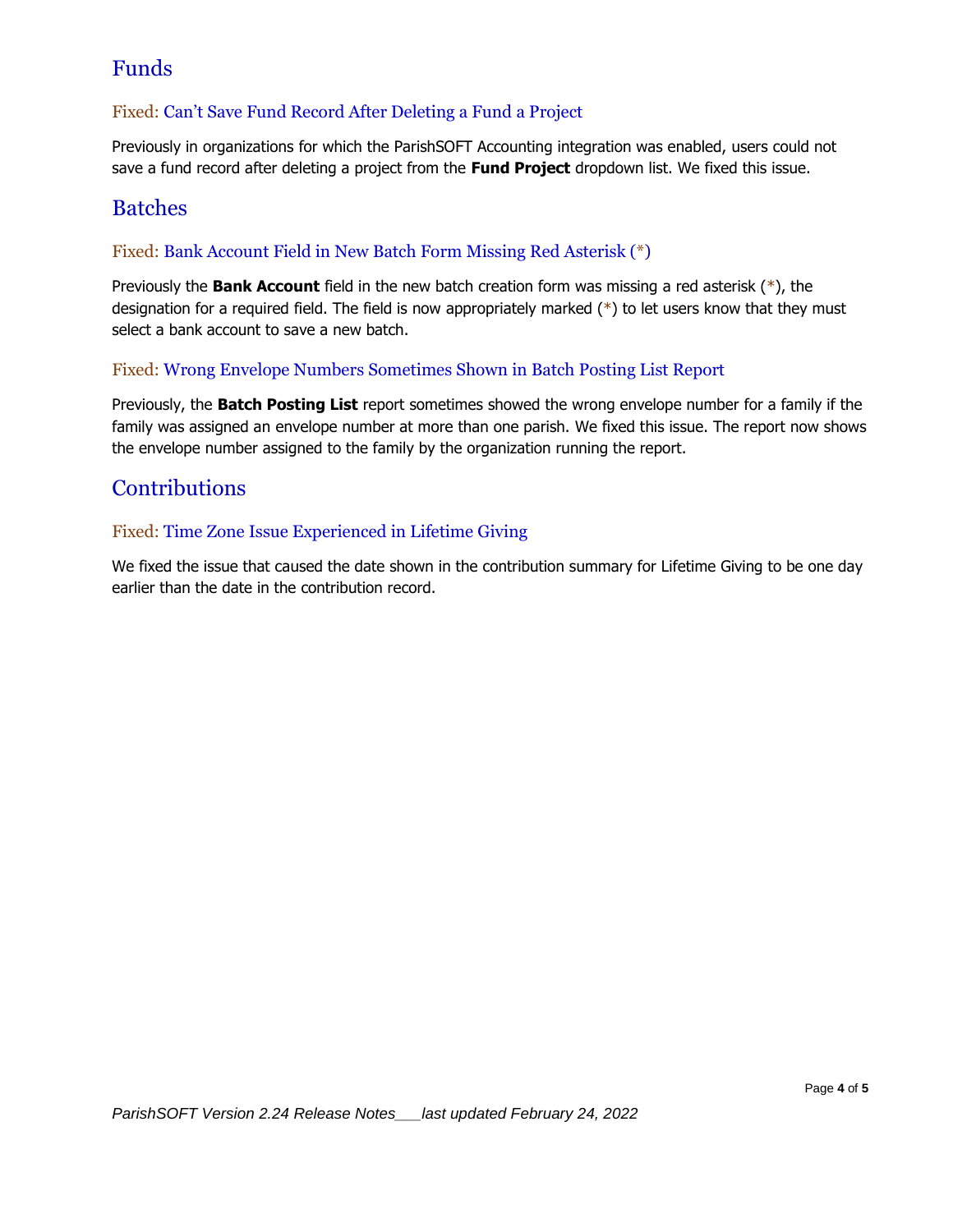## Funds

### Fixed: Can't Save Fund Record After Deleting a Fund a Project

Previously in organizations for which the ParishSOFT Accounting integration was enabled, users could not save a fund record after deleting a project from the **Fund Project** dropdown list. We fixed this issue.

## Batches

### Fixed: Bank Account Field in New Batch Form Missing Red Asterisk (*)

Previously the **Bank Account** field in the new batch creation form was missing a red asterisk (*), the designation for a required field. The field is now appropriately marked (*) to let users know that they must select a bank account to save a new batch.

### Fixed: Wrong Envelope Numbers Sometimes Shown in Batch Posting List Report

Previously, the **Batch Posting List** report sometimes showed the wrong envelope number for a family if the family was assigned an envelope number at more than one parish. We fixed this issue. The report now shows the envelope number assigned to the family by the organization running the report.

## Contributions

### Fixed: Time Zone Issue Experienced in Lifetime Giving

We fixed the issue that caused the date shown in the contribution summary for Lifetime Giving to be one day earlier than the date in the contribution record.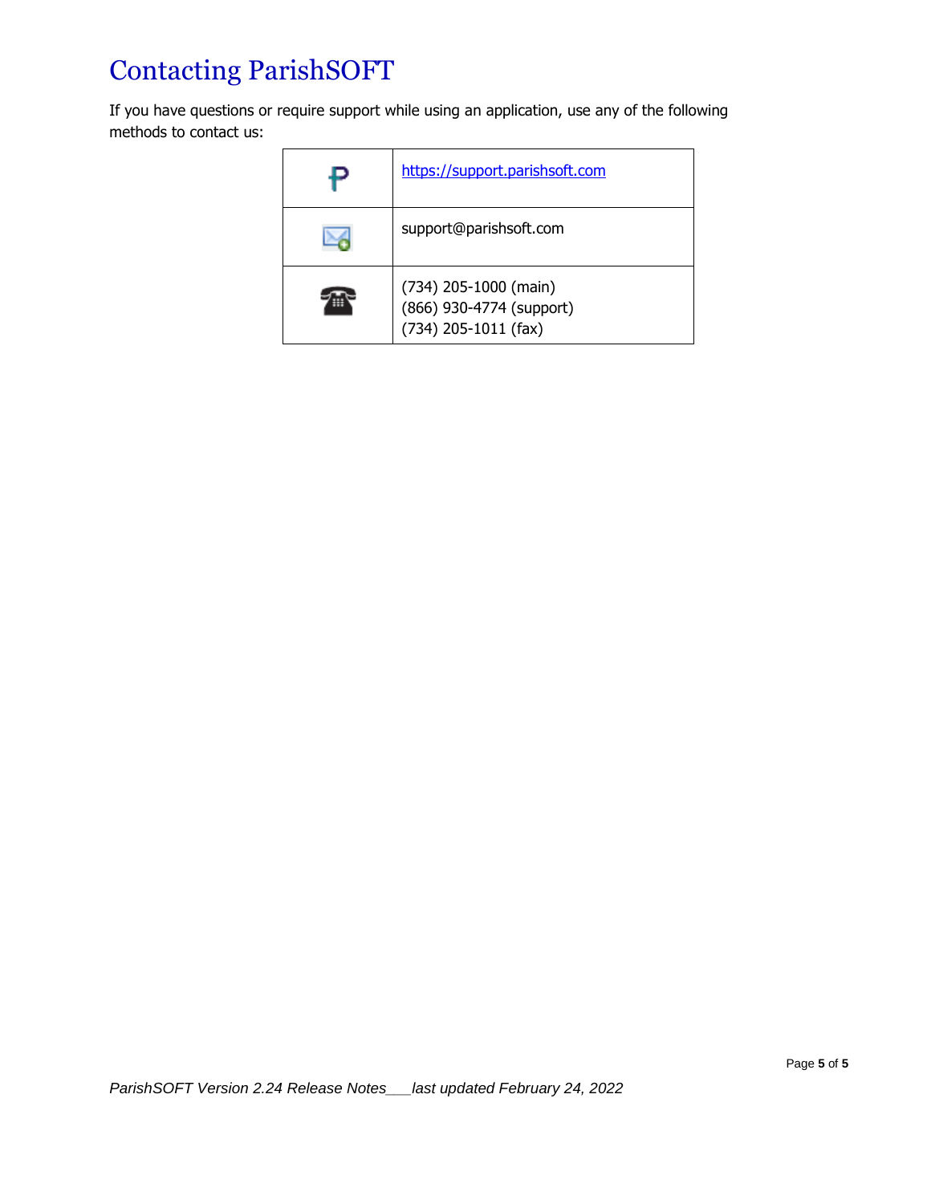# Contacting ParishSOFT

If you have questions or require support while using an application, use any of the following methods to contact us:

| | |
|---|---|
| | https://support.parishsoft.com |
| | support@parishsoft.com |
| | (734) 205-1000 (main)<br>(866) 930-4774 (support)<br>(734) 205-1011 (fax) |